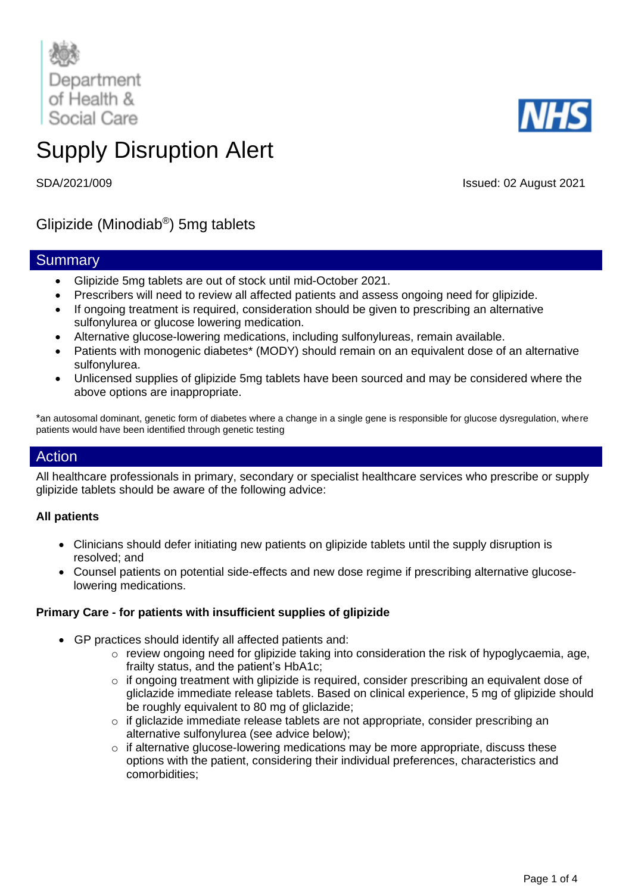Department of Health & Social Care

NHS

# Supply Disruption Alert

SDA/2021/009

Issued: 02 August 2021

## Glipizide (Minodiab®) 5mg tablets

## Summary

- Glipizide 5mg tablets are out of stock until mid-October 2021.
- Prescribers will need to review all affected patients and assess ongoing need for glipizide.
- If ongoing treatment is required, consideration should be given to prescribing an alternative sulfonylurea or glucose lowering medication.
- Alternative glucose-lowering medications, including sulfonylureas, remain available.
- Patients with monogenic diabetes* (MODY) should remain on an equivalent dose of an alternative sulfonylurea.
- Unlicensed supplies of glipizide 5mg tablets have been sourced and may be considered where the above options are inappropriate.

*an autosomal dominant, genetic form of diabetes where a change in a single gene is responsible for glucose dysregulation, where patients would have been identified through genetic testing

## Action

All healthcare professionals in primary, secondary or specialist healthcare services who prescribe or supply glipizide tablets should be aware of the following advice:

**All patients**

- Clinicians should defer initiating new patients on glipizide tablets until the supply disruption is resolved; and
- Counsel patients on potential side-effects and new dose regime if prescribing alternative glucose-lowering medications.

**Primary Care - for patients with insufficient supplies of glipizide**

- GP practices should identify all affected patients and:
  - review ongoing need for glipizide taking into consideration the risk of hypoglycaemia, age, frailty status, and the patient's HbA1c;
  - if ongoing treatment with glipizide is required, consider prescribing an equivalent dose of gliclazide immediate release tablets. Based on clinical experience, 5 mg of glipizide should be roughly equivalent to 80 mg of gliclazide;
  - if gliclazide immediate release tablets are not appropriate, consider prescribing an alternative sulfonylurea (see advice below);
  - if alternative glucose-lowering medications may be more appropriate, discuss these options with the patient, considering their individual preferences, characteristics and comorbidities;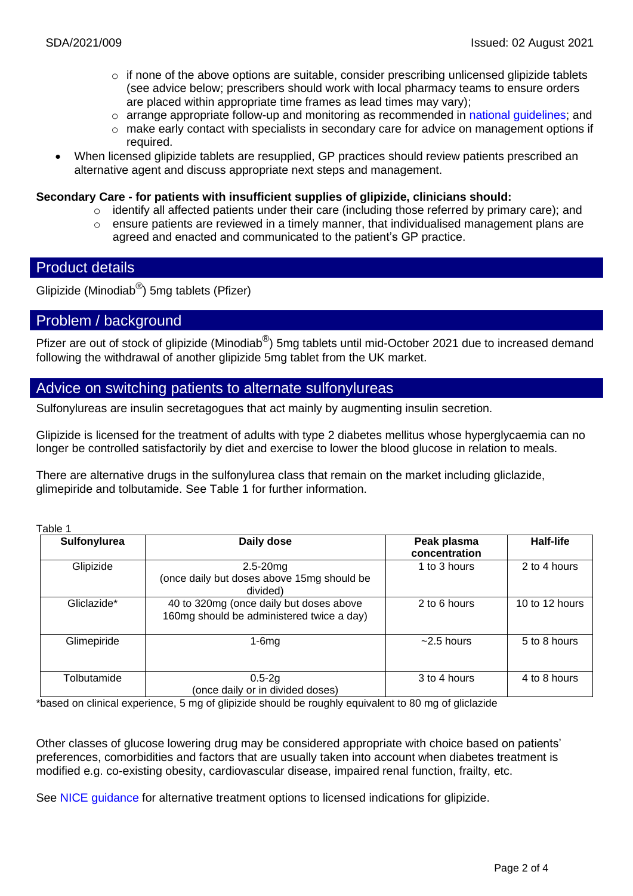- if none of the above options are suitable, consider prescribing unlicensed glipizide tablets (see advice below; prescribers should work with local pharmacy teams to ensure orders are placed within appropriate time frames as lead times may vary);
- arrange appropriate follow-up and monitoring as recommended in national guidelines; and
- make early contact with specialists in secondary care for advice on management options if required.

- When licensed glipizide tablets are resupplied, GP practices should review patients prescribed an alternative agent and discuss appropriate next steps and management.

**Secondary Care - for patients with insufficient supplies of glipizide, clinicians should:**

- identify all affected patients under their care (including those referred by primary care); and
- ensure patients are reviewed in a timely manner, that individualised management plans are agreed and enacted and communicated to the patient's GP practice.

## Product details

Glipizide (Minodiab®) 5mg tablets (Pfizer)

## Problem / background

Pfizer are out of stock of glipizide (Minodiab®) 5mg tablets until mid-October 2021 due to increased demand following the withdrawal of another glipizide 5mg tablet from the UK market.

## Advice on switching patients to alternate sulfonylureas

Sulfonylureas are insulin secretagogues that act mainly by augmenting insulin secretion.

Glipizide is licensed for the treatment of adults with type 2 diabetes mellitus whose hyperglycaemia can no longer be controlled satisfactorily by diet and exercise to lower the blood glucose in relation to meals.

There are alternative drugs in the sulfonylurea class that remain on the market including gliclazide, glimepiride and tolbutamide. See Table 1 for further information.

Table 1

| Sulfonylurea | Daily dose | Peak plasma concentration | Half-life |
|---|---|---|---|
| Glipizide | 2.5-20mg (once daily but doses above 15mg should be divided) | 1 to 3 hours | 2 to 4 hours |
| Gliclazide* | 40 to 320mg (once daily but doses above 160mg should be administered twice a day) | 2 to 6 hours | 10 to 12 hours |
| Glimepiride | 1-6mg | ~2.5 hours | 5 to 8 hours |
| Tolbutamide | 0.5-2g (once daily or in divided doses) | 3 to 4 hours | 4 to 8 hours |

*based on clinical experience, 5 mg of glipizide should be roughly equivalent to 80 mg of gliclazide

Other classes of glucose lowering drug may be considered appropriate with choice based on patients' preferences, comorbidities and factors that are usually taken into account when diabetes treatment is modified e.g. co-existing obesity, cardiovascular disease, impaired renal function, frailty, etc.

See NICE guidance for alternative treatment options to licensed indications for glipizide.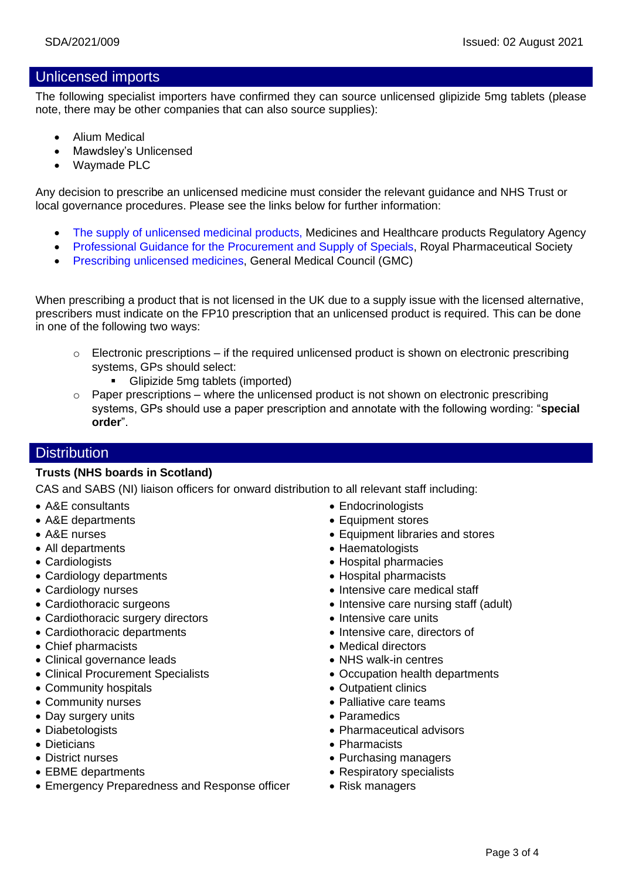## Unlicensed imports

The following specialist importers have confirmed they can source unlicensed glipizide 5mg tablets (please note, there may be other companies that can also source supplies):

- Alium Medical
- Mawdsley's Unlicensed
- Waymade PLC

Any decision to prescribe an unlicensed medicine must consider the relevant guidance and NHS Trust or local governance procedures. Please see the links below for further information:

- The supply of unlicensed medicinal products, Medicines and Healthcare products Regulatory Agency
- Professional Guidance for the Procurement and Supply of Specials, Royal Pharmaceutical Society
- Prescribing unlicensed medicines, General Medical Council (GMC)

When prescribing a product that is not licensed in the UK due to a supply issue with the licensed alternative, prescribers must indicate on the FP10 prescription that an unlicensed product is required. This can be done in one of the following two ways:

- Electronic prescriptions – if the required unlicensed product is shown on electronic prescribing systems, GPs should select:
  - Glipizide 5mg tablets (imported)
- Paper prescriptions – where the unlicensed product is not shown on electronic prescribing systems, GPs should use a paper prescription and annotate with the following wording: "**special order**".

## Distribution

**Trusts (NHS boards in Scotland)**

CAS and SABS (NI) liaison officers for onward distribution to all relevant staff including:

- A&E consultants
- A&E departments
- A&E nurses
- All departments
- Cardiologists
- Cardiology departments
- Cardiology nurses
- Cardiothoracic surgeons
- Cardiothoracic surgery directors
- Cardiothoracic departments
- Chief pharmacists
- Clinical governance leads
- Clinical Procurement Specialists
- Community hospitals
- Community nurses
- Day surgery units
- Diabetologists
- Dieticians
- District nurses
- EBME departments
- Emergency Preparedness and Response officer
- Endocrinologists
- Equipment stores
- Equipment libraries and stores
- Haematologists
- Hospital pharmacies
- Hospital pharmacists
- Intensive care medical staff
- Intensive care nursing staff (adult)
- Intensive care units
- Intensive care, directors of
- Medical directors
- NHS walk-in centres
- Occupation health departments
- Outpatient clinics
- Palliative care teams
- Paramedics
- Pharmaceutical advisors
- Pharmacists
- Purchasing managers
- Respiratory specialists
- Risk managers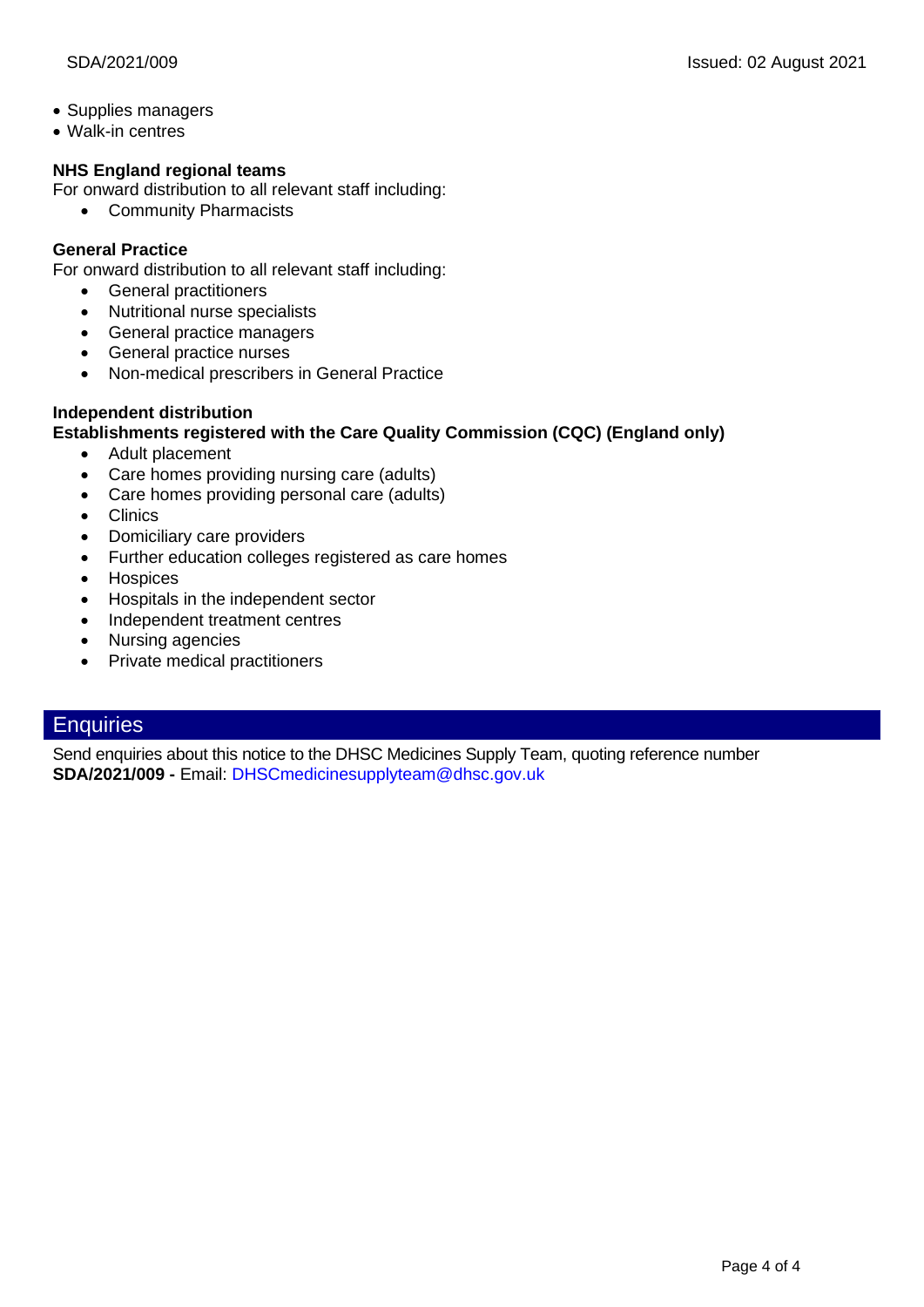- Supplies managers
- Walk-in centres

**NHS England regional teams**
For onward distribution to all relevant staff including:

- Community Pharmacists

**General Practice**
For onward distribution to all relevant staff including:

- General practitioners
- Nutritional nurse specialists
- General practice managers
- General practice nurses
- Non-medical prescribers in General Practice

**Independent distribution**
**Establishments registered with the Care Quality Commission (CQC) (England only)**

- Adult placement
- Care homes providing nursing care (adults)
- Care homes providing personal care (adults)
- Clinics
- Domiciliary care providers
- Further education colleges registered as care homes
- Hospices
- Hospitals in the independent sector
- Independent treatment centres
- Nursing agencies
- Private medical practitioners

## Enquiries

Send enquiries about this notice to the DHSC Medicines Supply Team, quoting reference number **SDA/2021/009 -** Email: DHSCmedicinesupplyteam@dhsc.gov.uk